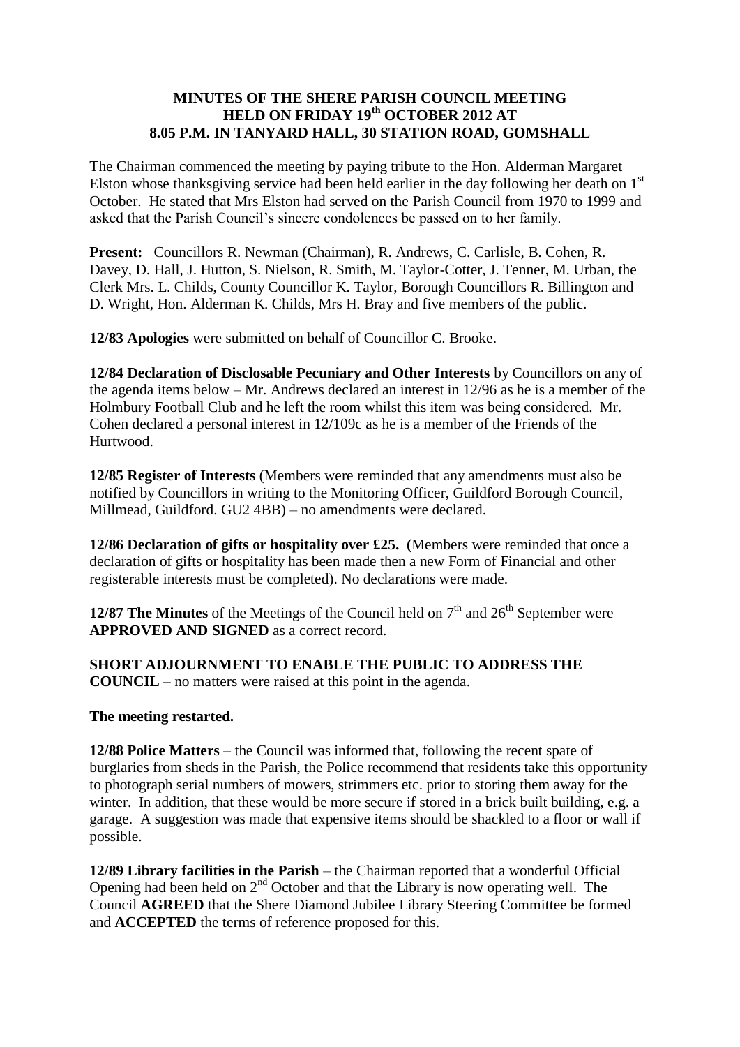# MINUTES OF THE SHERE PARISH COUNCIL MEETING HELD ON FRIDAY 19th OCTOBER 2012 AT 8.05 P.M. IN TANYARD HALL, 30 STATION ROAD, GOMSHALL

The Chairman commenced the meeting by paying tribute to the Hon. Alderman Margaret Elston whose thanksgiving service had been held earlier in the day following her death on 1st October. He stated that Mrs Elston had served on the Parish Council from 1970 to 1999 and asked that the Parish Council's sincere condolences be passed on to her family.

**Present:** Councillors R. Newman (Chairman), R. Andrews, C. Carlisle, B. Cohen, R. Davey, D. Hall, J. Hutton, S. Nielson, R. Smith, M. Taylor-Cotter, J. Tenner, M. Urban, the Clerk Mrs. L. Childs, County Councillor K. Taylor, Borough Councillors R. Billington and D. Wright, Hon. Alderman K. Childs, Mrs H. Bray and five members of the public.

**12/83 Apologies** were submitted on behalf of Councillor C. Brooke.

**12/84 Declaration of Disclosable Pecuniary and Other Interests** by Councillors on <u>any</u> of the agenda items below – Mr. Andrews declared an interest in 12/96 as he is a member of the Holmbury Football Club and he left the room whilst this item was being considered. Mr. Cohen declared a personal interest in 12/109c as he is a member of the Friends of the Hurtwood.

**12/85 Register of Interests** (Members were reminded that any amendments must also be notified by Councillors in writing to the Monitoring Officer, Guildford Borough Council, Millmead, Guildford. GU2 4BB) – no amendments were declared.

**12/86 Declaration of gifts or hospitality over £25. (**Members were reminded that once a declaration of gifts or hospitality has been made then a new Form of Financial and other registerable interests must be completed). No declarations were made.

**12/87 The Minutes** of the Meetings of the Council held on 7th and 26th September were **APPROVED AND SIGNED** as a correct record.

**SHORT ADJOURNMENT TO ENABLE THE PUBLIC TO ADDRESS THE COUNCIL –** no matters were raised at this point in the agenda.

**The meeting restarted.**

**12/88 Police Matters** – the Council was informed that, following the recent spate of burglaries from sheds in the Parish, the Police recommend that residents take this opportunity to photograph serial numbers of mowers, strimmers etc. prior to storing them away for the winter. In addition, that these would be more secure if stored in a brick built building, e.g. a garage. A suggestion was made that expensive items should be shackled to a floor or wall if possible.

**12/89 Library facilities in the Parish** – the Chairman reported that a wonderful Official Opening had been held on 2nd October and that the Library is now operating well. The Council **AGREED** that the Shere Diamond Jubilee Library Steering Committee be formed and **ACCEPTED** the terms of reference proposed for this.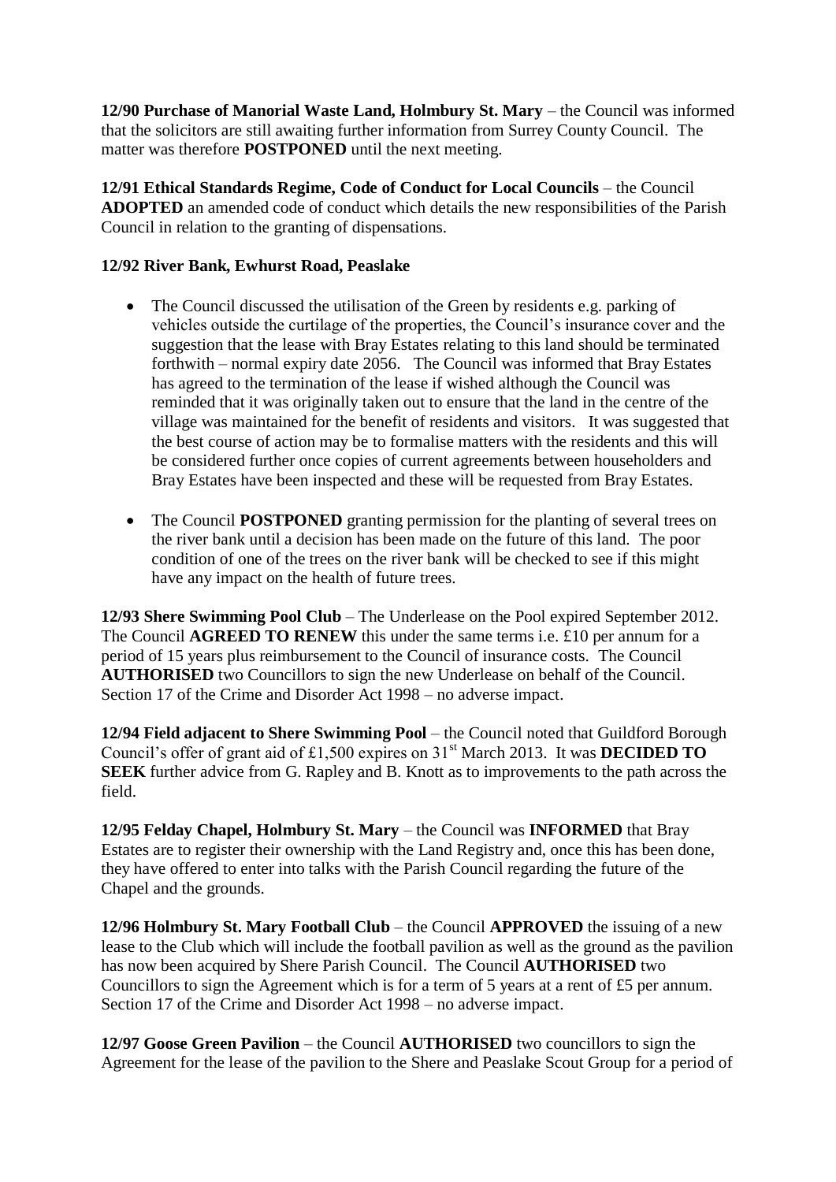**12/90 Purchase of Manorial Waste Land, Holmbury St. Mary** – the Council was informed that the solicitors are still awaiting further information from Surrey County Council. The matter was therefore **POSTPONED** until the next meeting.

**12/91 Ethical Standards Regime, Code of Conduct for Local Councils** – the Council **ADOPTED** an amended code of conduct which details the new responsibilities of the Parish Council in relation to the granting of dispensations.

**12/92 River Bank, Ewhurst Road, Peaslake**

- The Council discussed the utilisation of the Green by residents e.g. parking of vehicles outside the curtilage of the properties, the Council's insurance cover and the suggestion that the lease with Bray Estates relating to this land should be terminated forthwith – normal expiry date 2056. The Council was informed that Bray Estates has agreed to the termination of the lease if wished although the Council was reminded that it was originally taken out to ensure that the land in the centre of the village was maintained for the benefit of residents and visitors. It was suggested that the best course of action may be to formalise matters with the residents and this will be considered further once copies of current agreements between householders and Bray Estates have been inspected and these will be requested from Bray Estates.

- The Council **POSTPONED** granting permission for the planting of several trees on the river bank until a decision has been made on the future of this land. The poor condition of one of the trees on the river bank will be checked to see if this might have any impact on the health of future trees.

**12/93 Shere Swimming Pool Club** – The Underlease on the Pool expired September 2012. The Council **AGREED TO RENEW** this under the same terms i.e. £10 per annum for a period of 15 years plus reimbursement to the Council of insurance costs. The Council **AUTHORISED** two Councillors to sign the new Underlease on behalf of the Council. Section 17 of the Crime and Disorder Act 1998 – no adverse impact.

**12/94 Field adjacent to Shere Swimming Pool** – the Council noted that Guildford Borough Council's offer of grant aid of £1,500 expires on 31st March 2013. It was **DECIDED TO SEEK** further advice from G. Rapley and B. Knott as to improvements to the path across the field.

**12/95 Felday Chapel, Holmbury St. Mary** – the Council was **INFORMED** that Bray Estates are to register their ownership with the Land Registry and, once this has been done, they have offered to enter into talks with the Parish Council regarding the future of the Chapel and the grounds.

**12/96 Holmbury St. Mary Football Club** – the Council **APPROVED** the issuing of a new lease to the Club which will include the football pavilion as well as the ground as the pavilion has now been acquired by Shere Parish Council. The Council **AUTHORISED** two Councillors to sign the Agreement which is for a term of 5 years at a rent of £5 per annum. Section 17 of the Crime and Disorder Act 1998 – no adverse impact.

**12/97 Goose Green Pavilion** – the Council **AUTHORISED** two councillors to sign the Agreement for the lease of the pavilion to the Shere and Peaslake Scout Group for a period of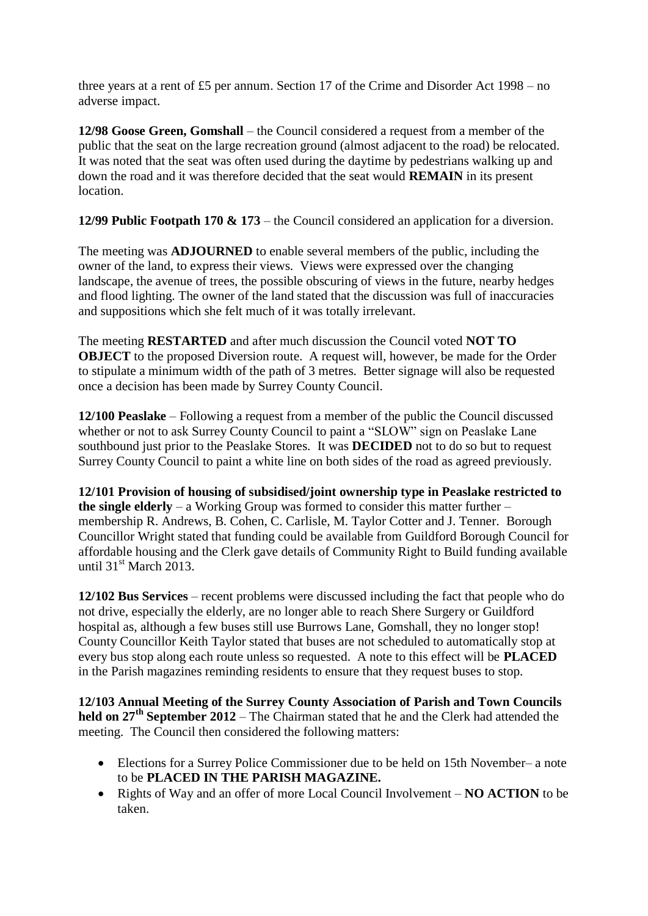three years at a rent of £5 per annum. Section 17 of the Crime and Disorder Act 1998 – no adverse impact.

**12/98 Goose Green, Gomshall** – the Council considered a request from a member of the public that the seat on the large recreation ground (almost adjacent to the road) be relocated. It was noted that the seat was often used during the daytime by pedestrians walking up and down the road and it was therefore decided that the seat would **REMAIN** in its present location.

**12/99 Public Footpath 170 & 173** – the Council considered an application for a diversion.

The meeting was **ADJOURNED** to enable several members of the public, including the owner of the land, to express their views. Views were expressed over the changing landscape, the avenue of trees, the possible obscuring of views in the future, nearby hedges and flood lighting. The owner of the land stated that the discussion was full of inaccuracies and suppositions which she felt much of it was totally irrelevant.

The meeting **RESTARTED** and after much discussion the Council voted **NOT TO OBJECT** to the proposed Diversion route. A request will, however, be made for the Order to stipulate a minimum width of the path of 3 metres. Better signage will also be requested once a decision has been made by Surrey County Council.

**12/100 Peaslake** – Following a request from a member of the public the Council discussed whether or not to ask Surrey County Council to paint a "SLOW" sign on Peaslake Lane southbound just prior to the Peaslake Stores. It was **DECIDED** not to do so but to request Surrey County Council to paint a white line on both sides of the road as agreed previously.

**12/101 Provision of housing of subsidised/joint ownership type in Peaslake restricted to the single elderly** – a Working Group was formed to consider this matter further – membership R. Andrews, B. Cohen, C. Carlisle, M. Taylor Cotter and J. Tenner. Borough Councillor Wright stated that funding could be available from Guildford Borough Council for affordable housing and the Clerk gave details of Community Right to Build funding available until 31st March 2013.

**12/102 Bus Services** – recent problems were discussed including the fact that people who do not drive, especially the elderly, are no longer able to reach Shere Surgery or Guildford hospital as, although a few buses still use Burrows Lane, Gomshall, they no longer stop! County Councillor Keith Taylor stated that buses are not scheduled to automatically stop at every bus stop along each route unless so requested. A note to this effect will be **PLACED** in the Parish magazines reminding residents to ensure that they request buses to stop.

**12/103 Annual Meeting of the Surrey County Association of Parish and Town Councils held on 27th September 2012** – The Chairman stated that he and the Clerk had attended the meeting. The Council then considered the following matters:

- Elections for a Surrey Police Commissioner due to be held on 15th November– a note to be **PLACED IN THE PARISH MAGAZINE.**
- Rights of Way and an offer of more Local Council Involvement – **NO ACTION** to be taken.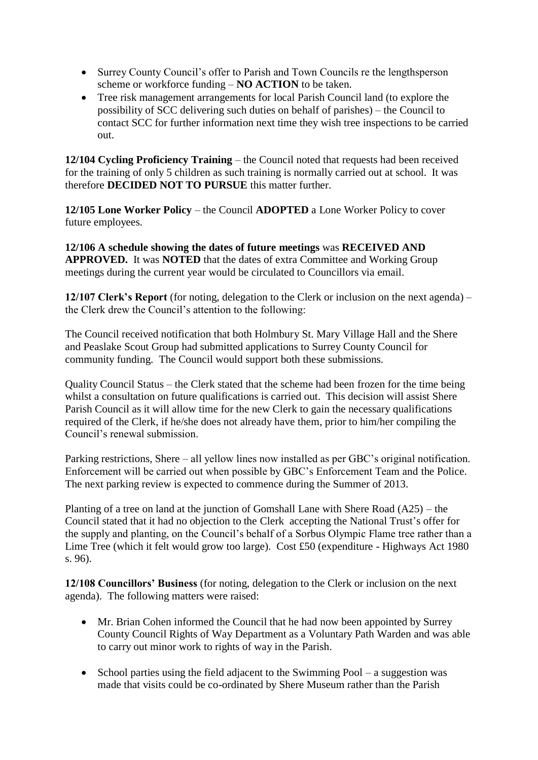- Surrey County Council's offer to Parish and Town Councils re the lengthsperson scheme or workforce funding – **NO ACTION** to be taken.
- Tree risk management arrangements for local Parish Council land (to explore the possibility of SCC delivering such duties on behalf of parishes) – the Council to contact SCC for further information next time they wish tree inspections to be carried out.

**12/104 Cycling Proficiency Training** – the Council noted that requests had been received for the training of only 5 children as such training is normally carried out at school. It was therefore **DECIDED NOT TO PURSUE** this matter further.

**12/105 Lone Worker Policy** – the Council **ADOPTED** a Lone Worker Policy to cover future employees.

**12/106 A schedule showing the dates of future meetings** was **RECEIVED AND APPROVED.** It was **NOTED** that the dates of extra Committee and Working Group meetings during the current year would be circulated to Councillors via email.

**12/107 Clerk's Report** (for noting, delegation to the Clerk or inclusion on the next agenda) – the Clerk drew the Council's attention to the following:

The Council received notification that both Holmbury St. Mary Village Hall and the Shere and Peaslake Scout Group had submitted applications to Surrey County Council for community funding. The Council would support both these submissions.

Quality Council Status – the Clerk stated that the scheme had been frozen for the time being whilst a consultation on future qualifications is carried out. This decision will assist Shere Parish Council as it will allow time for the new Clerk to gain the necessary qualifications required of the Clerk, if he/she does not already have them, prior to him/her compiling the Council's renewal submission.

Parking restrictions, Shere – all yellow lines now installed as per GBC's original notification. Enforcement will be carried out when possible by GBC's Enforcement Team and the Police. The next parking review is expected to commence during the Summer of 2013.

Planting of a tree on land at the junction of Gomshall Lane with Shere Road (A25) – the Council stated that it had no objection to the Clerk accepting the National Trust's offer for the supply and planting, on the Council's behalf of a Sorbus Olympic Flame tree rather than a Lime Tree (which it felt would grow too large). Cost £50 (expenditure - Highways Act 1980 s. 96).

**12/108 Councillors' Business** (for noting, delegation to the Clerk or inclusion on the next agenda). The following matters were raised:

- Mr. Brian Cohen informed the Council that he had now been appointed by Surrey County Council Rights of Way Department as a Voluntary Path Warden and was able to carry out minor work to rights of way in the Parish.

- School parties using the field adjacent to the Swimming Pool – a suggestion was made that visits could be co-ordinated by Shere Museum rather than the Parish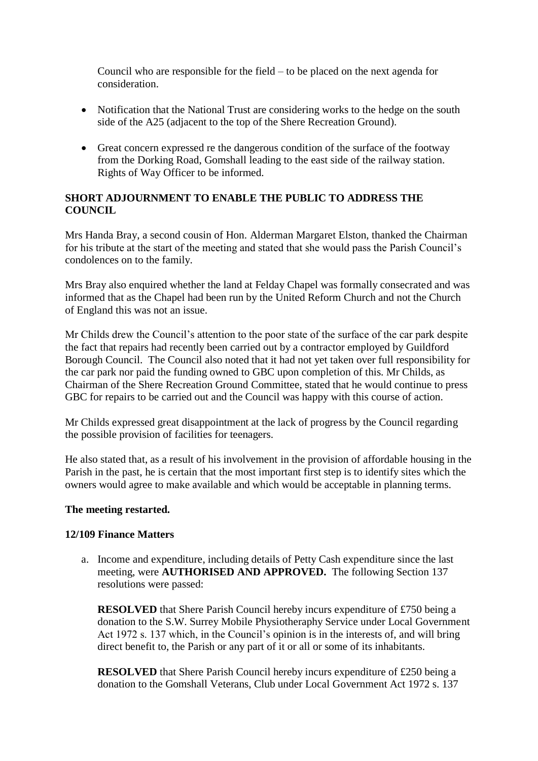Council who are responsible for the field – to be placed on the next agenda for consideration.

- Notification that the National Trust are considering works to the hedge on the south side of the A25 (adjacent to the top of the Shere Recreation Ground).

- Great concern expressed re the dangerous condition of the surface of the footway from the Dorking Road, Gomshall leading to the east side of the railway station. Rights of Way Officer to be informed.

**SHORT ADJOURNMENT TO ENABLE THE PUBLIC TO ADDRESS THE COUNCIL**

Mrs Handa Bray, a second cousin of Hon. Alderman Margaret Elston, thanked the Chairman for his tribute at the start of the meeting and stated that she would pass the Parish Council's condolences on to the family.

Mrs Bray also enquired whether the land at Felday Chapel was formally consecrated and was informed that as the Chapel had been run by the United Reform Church and not the Church of England this was not an issue.

Mr Childs drew the Council's attention to the poor state of the surface of the car park despite the fact that repairs had recently been carried out by a contractor employed by Guildford Borough Council. The Council also noted that it had not yet taken over full responsibility for the car park nor paid the funding owned to GBC upon completion of this. Mr Childs, as Chairman of the Shere Recreation Ground Committee, stated that he would continue to press GBC for repairs to be carried out and the Council was happy with this course of action.

Mr Childs expressed great disappointment at the lack of progress by the Council regarding the possible provision of facilities for teenagers.

He also stated that, as a result of his involvement in the provision of affordable housing in the Parish in the past, he is certain that the most important first step is to identify sites which the owners would agree to make available and which would be acceptable in planning terms.

**The meeting restarted.**

**12/109 Finance Matters**

a. Income and expenditure, including details of Petty Cash expenditure since the last meeting, were **AUTHORISED AND APPROVED.** The following Section 137 resolutions were passed:

   **RESOLVED** that Shere Parish Council hereby incurs expenditure of £750 being a donation to the S.W. Surrey Mobile Physiotheraphy Service under Local Government Act 1972 s. 137 which, in the Council's opinion is in the interests of, and will bring direct benefit to, the Parish or any part of it or all or some of its inhabitants.

   **RESOLVED** that Shere Parish Council hereby incurs expenditure of £250 being a donation to the Gomshall Veterans, Club under Local Government Act 1972 s. 137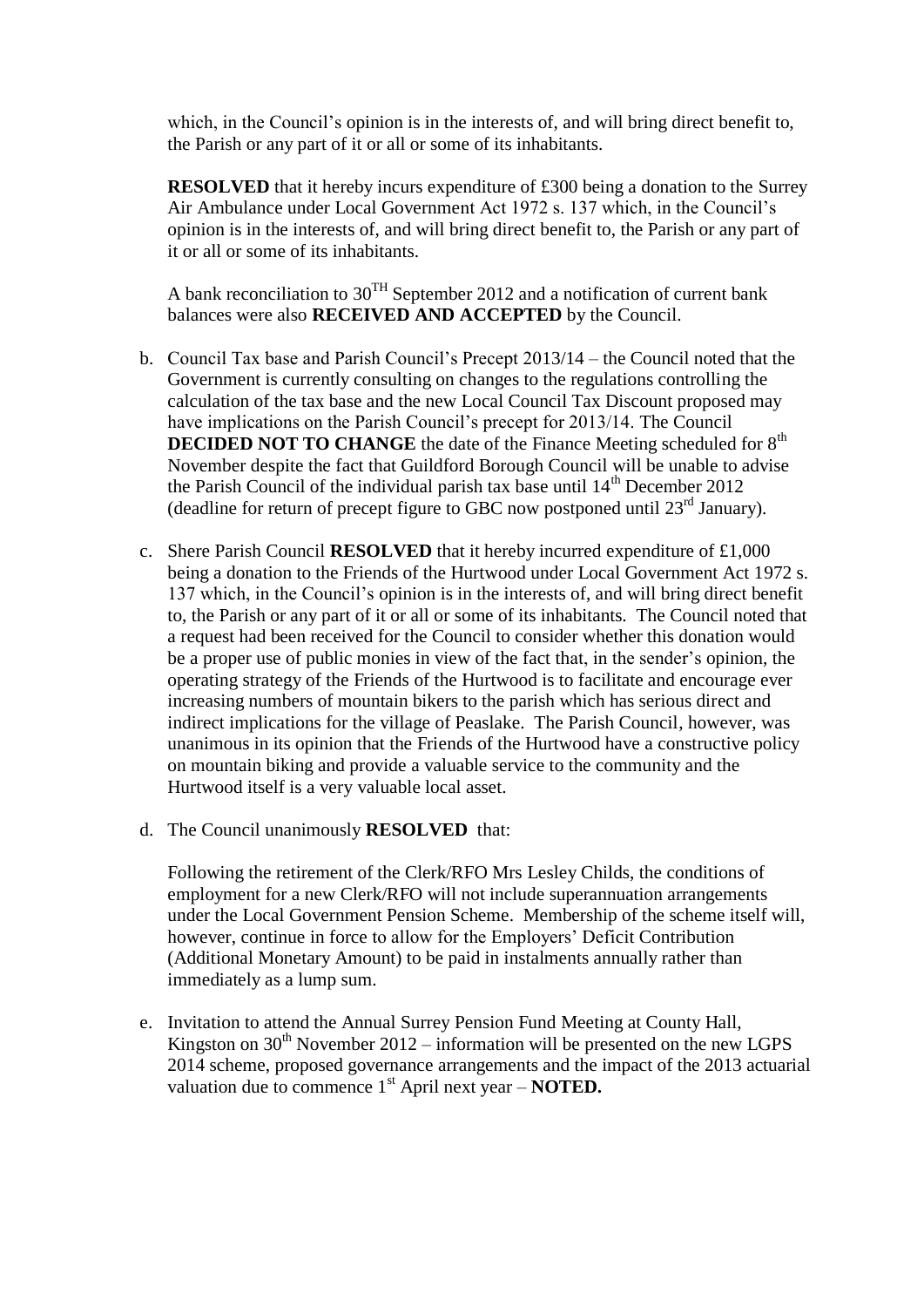which, in the Council's opinion is in the interests of, and will bring direct benefit to, the Parish or any part of it or all or some of its inhabitants.

**RESOLVED** that it hereby incurs expenditure of £300 being a donation to the Surrey Air Ambulance under Local Government Act 1972 s. 137 which, in the Council's opinion is in the interests of, and will bring direct benefit to, the Parish or any part of it or all or some of its inhabitants.

A bank reconciliation to 30TH September 2012 and a notification of current bank balances were also **RECEIVED AND ACCEPTED** by the Council.

b. Council Tax base and Parish Council's Precept 2013/14 – the Council noted that the Government is currently consulting on changes to the regulations controlling the calculation of the tax base and the new Local Council Tax Discount proposed may have implications on the Parish Council's precept for 2013/14. The Council **DECIDED NOT TO CHANGE** the date of the Finance Meeting scheduled for 8th November despite the fact that Guildford Borough Council will be unable to advise the Parish Council of the individual parish tax base until 14th December 2012 (deadline for return of precept figure to GBC now postponed until 23rd January).

c. Shere Parish Council **RESOLVED** that it hereby incurred expenditure of £1,000 being a donation to the Friends of the Hurtwood under Local Government Act 1972 s. 137 which, in the Council's opinion is in the interests of, and will bring direct benefit to, the Parish or any part of it or all or some of its inhabitants. The Council noted that a request had been received for the Council to consider whether this donation would be a proper use of public monies in view of the fact that, in the sender's opinion, the operating strategy of the Friends of the Hurtwood is to facilitate and encourage ever increasing numbers of mountain bikers to the parish which has serious direct and indirect implications for the village of Peaslake. The Parish Council, however, was unanimous in its opinion that the Friends of the Hurtwood have a constructive policy on mountain biking and provide a valuable service to the community and the Hurtwood itself is a very valuable local asset.

d. The Council unanimously **RESOLVED** that:

   Following the retirement of the Clerk/RFO Mrs Lesley Childs, the conditions of employment for a new Clerk/RFO will not include superannuation arrangements under the Local Government Pension Scheme. Membership of the scheme itself will, however, continue in force to allow for the Employers' Deficit Contribution (Additional Monetary Amount) to be paid in instalments annually rather than immediately as a lump sum.

e. Invitation to attend the Annual Surrey Pension Fund Meeting at County Hall, Kingston on 30th November 2012 – information will be presented on the new LGPS 2014 scheme, proposed governance arrangements and the impact of the 2013 actuarial valuation due to commence 1st April next year – **NOTED.**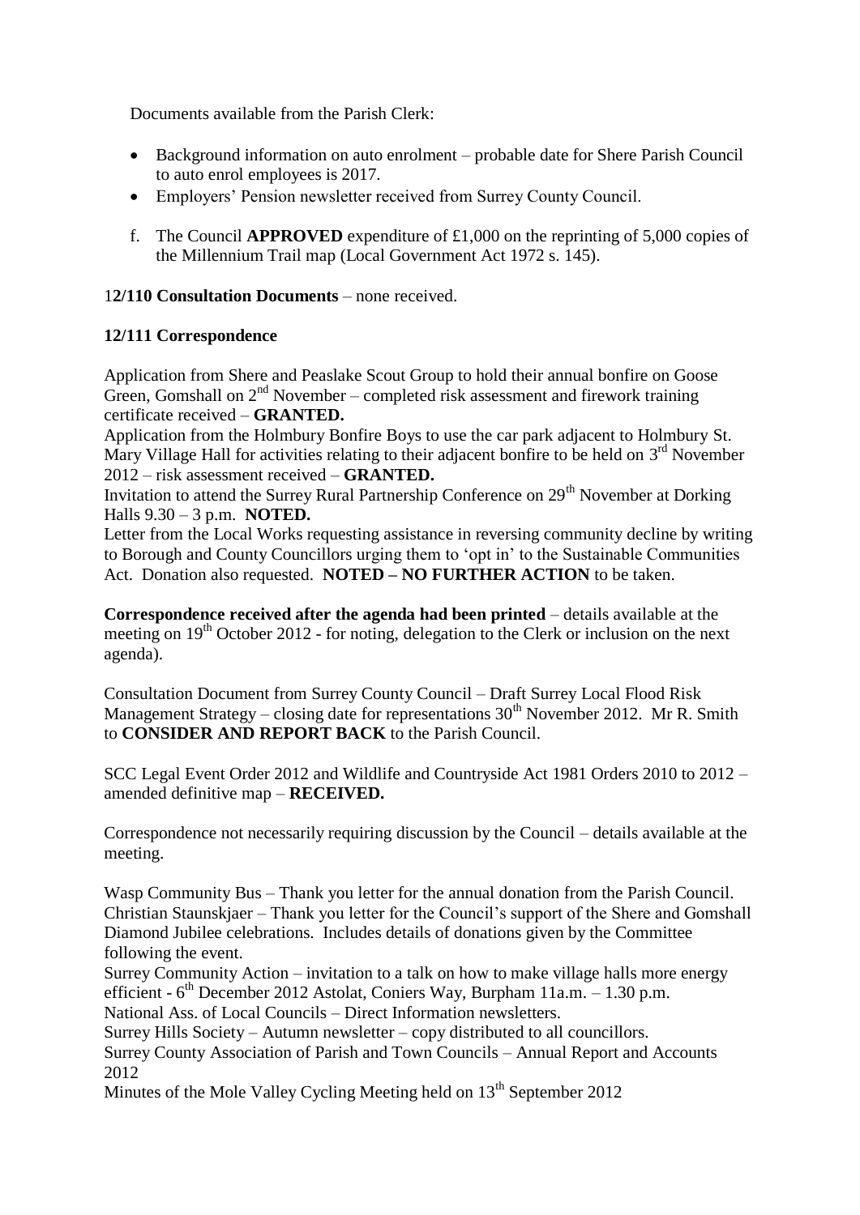Documents available from the Parish Clerk:

- Background information on auto enrolment – probable date for Shere Parish Council to auto enrol employees is 2017.
- Employers' Pension newsletter received from Surrey County Council.

f. The Council **APPROVED** expenditure of £1,000 on the reprinting of 5,000 copies of the Millennium Trail map (Local Government Act 1972 s. 145).

1**2/110 Consultation Documents** – none received.

**12/111 Correspondence**

Application from Shere and Peaslake Scout Group to hold their annual bonfire on Goose Green, Gomshall on 2nd November – completed risk assessment and firework training certificate received – **GRANTED.**

Application from the Holmbury Bonfire Boys to use the car park adjacent to Holmbury St. Mary Village Hall for activities relating to their adjacent bonfire to be held on 3rd November 2012 – risk assessment received – **GRANTED.**

Invitation to attend the Surrey Rural Partnership Conference on 29th November at Dorking Halls 9.30 – 3 p.m. **NOTED.**

Letter from the Local Works requesting assistance in reversing community decline by writing to Borough and County Councillors urging them to 'opt in' to the Sustainable Communities Act. Donation also requested. **NOTED – NO FURTHER ACTION** to be taken.

**Correspondence received after the agenda had been printed** – details available at the meeting on 19th October 2012 - for noting, delegation to the Clerk or inclusion on the next agenda).

Consultation Document from Surrey County Council – Draft Surrey Local Flood Risk Management Strategy – closing date for representations 30th November 2012. Mr R. Smith to **CONSIDER AND REPORT BACK** to the Parish Council.

SCC Legal Event Order 2012 and Wildlife and Countryside Act 1981 Orders 2010 to 2012 – amended definitive map – **RECEIVED.**

Correspondence not necessarily requiring discussion by the Council – details available at the meeting.

Wasp Community Bus – Thank you letter for the annual donation from the Parish Council.

Christian Staunskjaer – Thank you letter for the Council's support of the Shere and Gomshall Diamond Jubilee celebrations. Includes details of donations given by the Committee following the event.

Surrey Community Action – invitation to a talk on how to make village halls more energy efficient - 6th December 2012 Astolat, Coniers Way, Burpham 11a.m. – 1.30 p.m.

National Ass. of Local Councils – Direct Information newsletters.

Surrey Hills Society – Autumn newsletter – copy distributed to all councillors.

Surrey County Association of Parish and Town Councils – Annual Report and Accounts 2012

Minutes of the Mole Valley Cycling Meeting held on 13th September 2012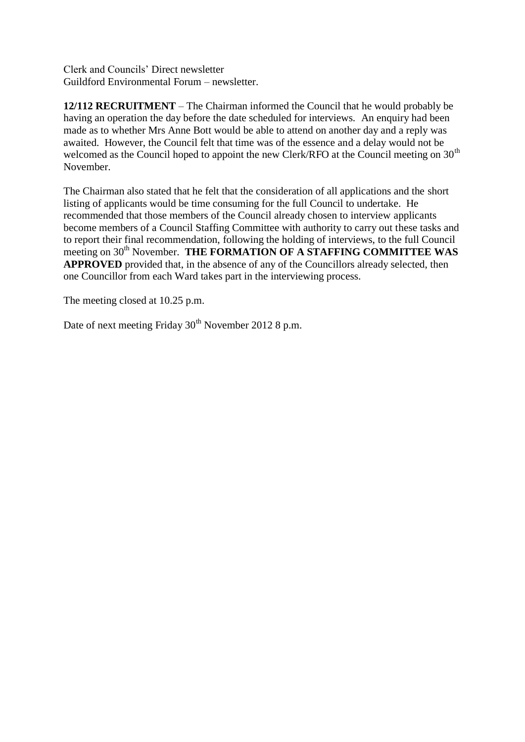Clerk and Councils' Direct newsletter
Guildford Environmental Forum – newsletter.

**12/112 RECRUITMENT** – The Chairman informed the Council that he would probably be having an operation the day before the date scheduled for interviews. An enquiry had been made as to whether Mrs Anne Bott would be able to attend on another day and a reply was awaited. However, the Council felt that time was of the essence and a delay would not be welcomed as the Council hoped to appoint the new Clerk/RFO at the Council meeting on 30th November.

The Chairman also stated that he felt that the consideration of all applications and the short listing of applicants would be time consuming for the full Council to undertake. He recommended that those members of the Council already chosen to interview applicants become members of a Council Staffing Committee with authority to carry out these tasks and to report their final recommendation, following the holding of interviews, to the full Council meeting on 30th November. **THE FORMATION OF A STAFFING COMMITTEE WAS APPROVED** provided that, in the absence of any of the Councillors already selected, then one Councillor from each Ward takes part in the interviewing process.

The meeting closed at 10.25 p.m.

Date of next meeting Friday 30th November 2012 8 p.m.